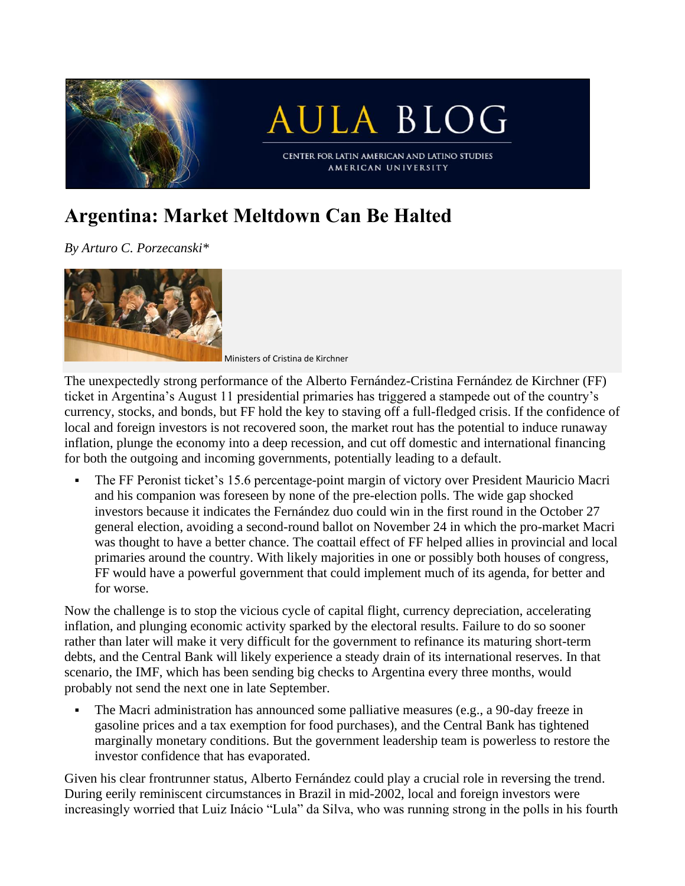# Argentina: Market Meltdown Can Be Halted

*By Arturo C. Porzecanski**

Ministers of Cristina de Kirchner

The unexpectedly strong performance of the Alberto Fernández-Cristina Fernández de Kirchner (FF) ticket in Argentina's August 11 presidential primaries has triggered a stampede out of the country's currency, stocks, and bonds, but FF hold the key to staving off a full-fledged crisis. If the confidence of local and foreign investors is not recovered soon, the market rout has the potential to induce runaway inflation, plunge the economy into a deep recession, and cut off domestic and international financing for both the outgoing and incoming governments, potentially leading to a default.

- The FF Peronist ticket's 15.6 percentage-point margin of victory over President Mauricio Macri and his companion was foreseen by none of the pre-election polls. The wide gap shocked investors because it indicates the Fernández duo could win in the first round in the October 27 general election, avoiding a second-round ballot on November 24 in which the pro-market Macri was thought to have a better chance. The coattail effect of FF helped allies in provincial and local primaries around the country. With likely majorities in one or possibly both houses of congress, FF would have a powerful government that could implement much of its agenda, for better and for worse.

Now the challenge is to stop the vicious cycle of capital flight, currency depreciation, accelerating inflation, and plunging economic activity sparked by the electoral results. Failure to do so sooner rather than later will make it very difficult for the government to refinance its maturing short-term debts, and the Central Bank will likely experience a steady drain of its international reserves. In that scenario, the IMF, which has been sending big checks to Argentina every three months, would probably not send the next one in late September.

- The Macri administration has announced some palliative measures (e.g., a 90-day freeze in gasoline prices and a tax exemption for food purchases), and the Central Bank has tightened marginally monetary conditions. But the government leadership team is powerless to restore the investor confidence that has evaporated.

Given his clear frontrunner status, Alberto Fernández could play a crucial role in reversing the trend. During eerily reminiscent circumstances in Brazil in mid-2002, local and foreign investors were increasingly worried that Luiz Inácio "Lula" da Silva, who was running strong in the polls in his fourth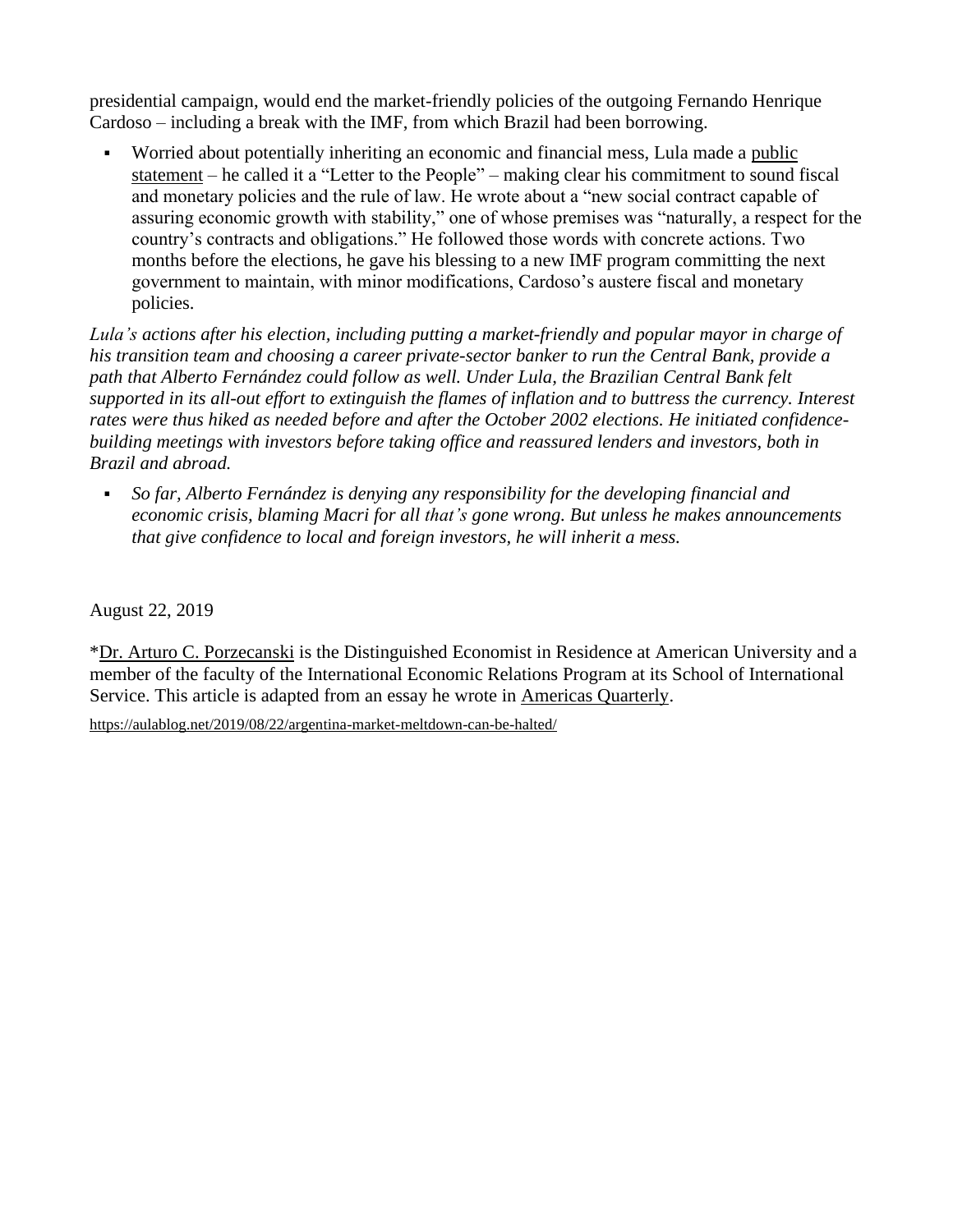presidential campaign, would end the market-friendly policies of the outgoing Fernando Henrique Cardoso – including a break with the IMF, from which Brazil had been borrowing.

- Worried about potentially inheriting an economic and financial mess, Lula made a public statement – he called it a "Letter to the People" – making clear his commitment to sound fiscal and monetary policies and the rule of law. He wrote about a "new social contract capable of assuring economic growth with stability," one of whose premises was "naturally, a respect for the country's contracts and obligations." He followed those words with concrete actions. Two months before the elections, he gave his blessing to a new IMF program committing the next government to maintain, with minor modifications, Cardoso's austere fiscal and monetary policies.

*Lula's actions after his election, including putting a market-friendly and popular mayor in charge of his transition team and choosing a career private-sector banker to run the Central Bank, provide a path that Alberto Fernández could follow as well. Under Lula, the Brazilian Central Bank felt supported in its all-out effort to extinguish the flames of inflation and to buttress the currency. Interest rates were thus hiked as needed before and after the October 2002 elections. He initiated confidence-building meetings with investors before taking office and reassured lenders and investors, both in Brazil and abroad.*

- *So far, Alberto Fernández is denying any responsibility for the developing financial and economic crisis, blaming Macri for all that's gone wrong. But unless he makes announcements that give confidence to local and foreign investors, he will inherit a mess.*

August 22, 2019

*Dr. Arturo C. Porzecanski is the Distinguished Economist in Residence at American University and a member of the faculty of the International Economic Relations Program at its School of International Service. This article is adapted from an essay he wrote in Americas Quarterly.

https://aulablog.net/2019/08/22/argentina-market-meltdown-can-be-halted/